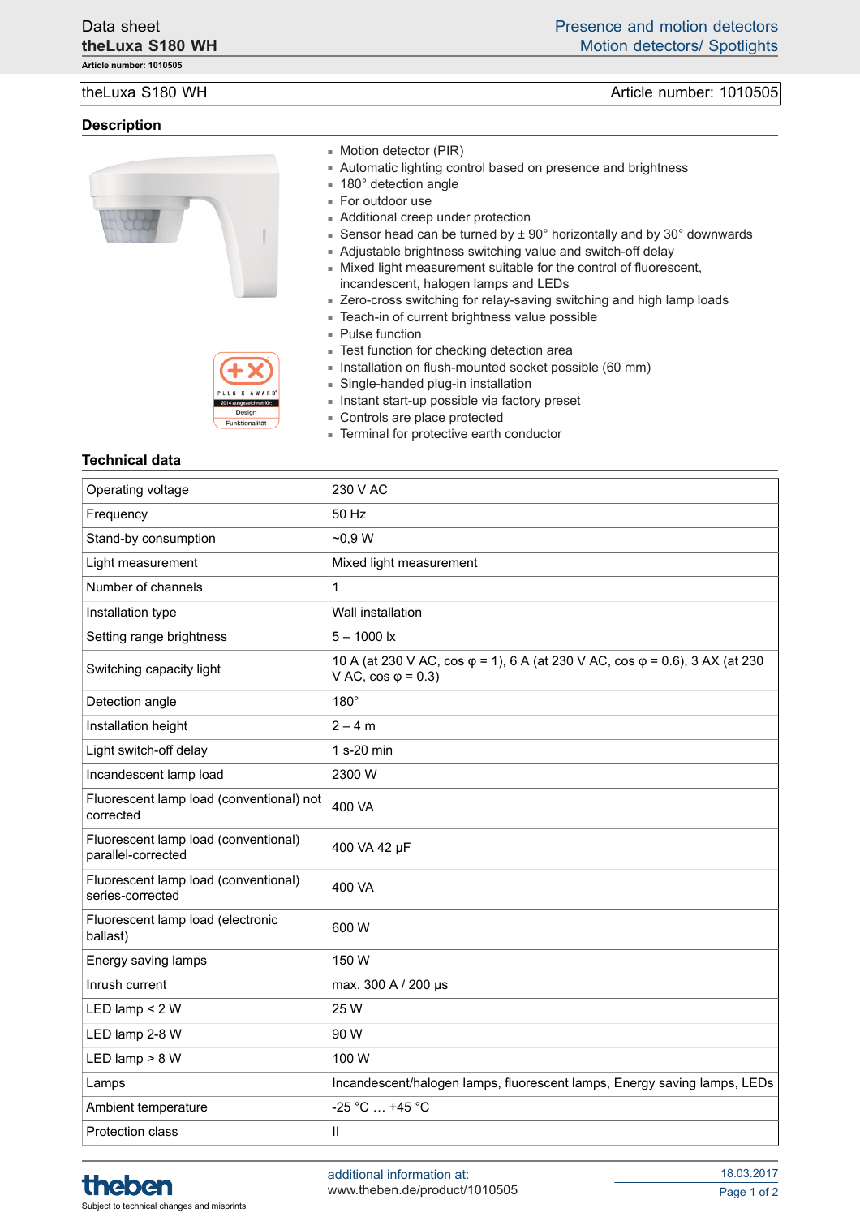# theLuxa S180 WH

Article number: 1010505

## Description

- Motion detector (PIR)
- Automatic lighting control based on presence and brightness
- 180° detection angle
- For outdoor use
- Additional creep under protection
- Sensor head can be turned by ± 90° horizontally and by 30° downwards
- Adjustable brightness switching value and switch-off delay
- Mixed light measurement suitable for the control of fluorescent, incandescent, halogen lamps and LEDs
- Zero-cross switching for relay-saving switching and high lamp loads
- Teach-in of current brightness value possible
- Pulse function
- Test function for checking detection area
- Installation on flush-mounted socket possible (60 mm)
- Single-handed plug-in installation
- Instant start-up possible via factory preset
- Controls are place protected
- Terminal for protective earth conductor

## Technical data

| | |
|---|---|
| Operating voltage | 230 V AC |
| Frequency | 50 Hz |
| Stand-by consumption | ~0,9 W |
| Light measurement | Mixed light measurement |
| Number of channels | 1 |
| Installation type | Wall installation |
| Setting range brightness | 5 – 1000 lx |
| Switching capacity light | 10 A (at 230 V AC, cos φ = 1), 6 A (at 230 V AC, cos φ = 0.6), 3 AX (at 230 V AC, cos φ = 0.3) |
| Detection angle | 180° |
| Installation height | 2 – 4 m |
| Light switch-off delay | 1 s-20 min |
| Incandescent lamp load | 2300 W |
| Fluorescent lamp load (conventional) not corrected | 400 VA |
| Fluorescent lamp load (conventional) parallel-corrected | 400 VA 42 µF |
| Fluorescent lamp load (conventional) series-corrected | 400 VA |
| Fluorescent lamp load (electronic ballast) | 600 W |
| Energy saving lamps | 150 W |
| Inrush current | max. 300 A / 200 µs |
| LED lamp < 2 W | 25 W |
| LED lamp 2-8 W | 90 W |
| LED lamp > 8 W | 100 W |
| Lamps | Incandescent/halogen lamps, fluorescent lamps, Energy saving lamps, LEDs |
| Ambient temperature | -25 °C … +45 °C |
| Protection class | II |

additional information at:
www.theben.de/product/1010505

Subject to technical changes and misprints

18.03.2017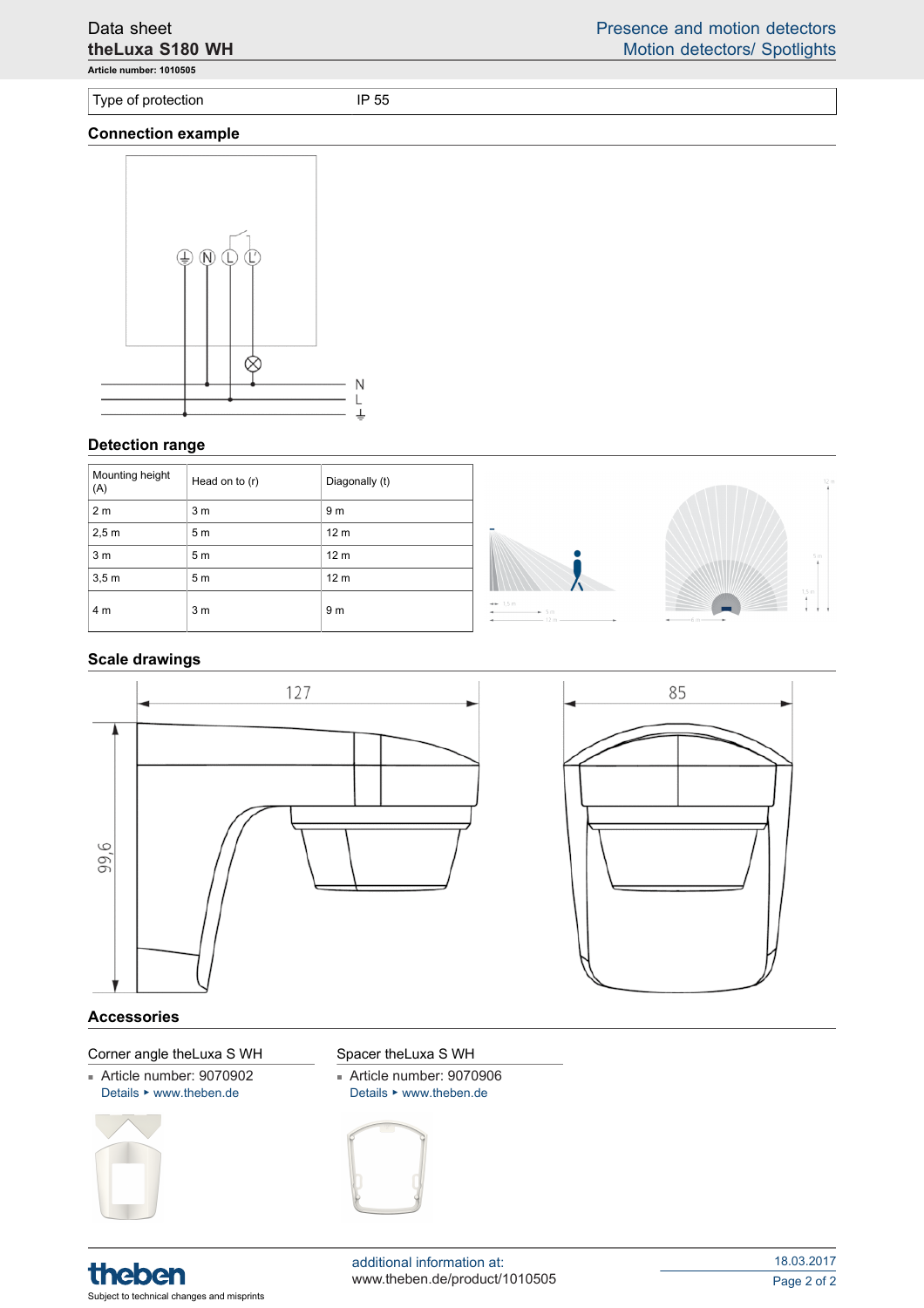| Type of protection | IP 55 |
|---|---|

## Connection example

N
L

## Detection range

| Mounting height (A) | Head on to (r) | Diagonally (t) |
|---|---|---|
| 2 m | 3 m | 9 m |
| 2,5 m | 5 m | 12 m |
| 3 m | 5 m | 12 m |
| 3,5 m | 5 m | 12 m |
| 4 m | 3 m | 9 m |

## Scale drawings

127

85

99,6

## Accessories

### Corner angle theLuxa S WH

- Article number: 9070902

Details ▸ www.theben.de

### Spacer theLuxa S WH

- Article number: 9070906

Details ▸ www.theben.de

theben

Subject to technical changes and misprints

additional information at:
www.theben.de/product/1010505

18.03.2017